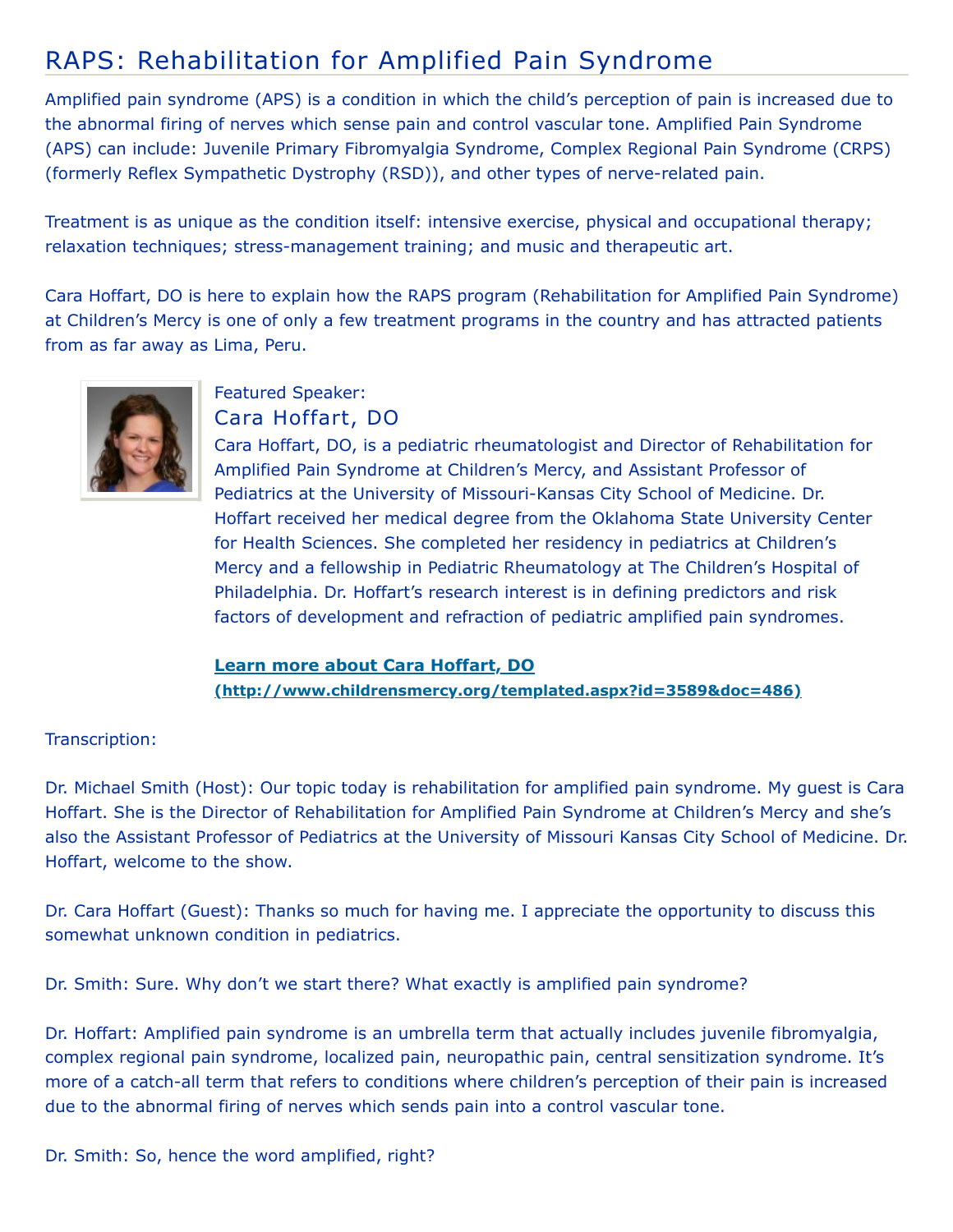# RAPS: Rehabilitation for Amplified Pain Syndrome

Amplified pain syndrome (APS) is a condition in which the child's perception of pain is increased due to the abnormal firing of nerves which sense pain and control vascular tone. Amplified Pain Syndrome (APS) can include: Juvenile Primary Fibromyalgia Syndrome, Complex Regional Pain Syndrome (CRPS) (formerly Reflex Sympathetic Dystrophy (RSD)), and other types of nerve-related pain.

Treatment is as unique as the condition itself: intensive exercise, physical and occupational therapy; relaxation techniques; stress-management training; and music and therapeutic art.

Cara Hoffart, DO is here to explain how the RAPS program (Rehabilitation for Amplified Pain Syndrome) at Children's Mercy is one of only a few treatment programs in the country and has attracted patients from as far away as Lima, Peru.

Featured Speaker:

## Cara Hoffart, DO

Cara Hoffart, DO, is a pediatric rheumatologist and Director of Rehabilitation for Amplified Pain Syndrome at Children's Mercy, and Assistant Professor of Pediatrics at the University of Missouri-Kansas City School of Medicine. Dr. Hoffart received her medical degree from the Oklahoma State University Center for Health Sciences. She completed her residency in pediatrics at Children's Mercy and a fellowship in Pediatric Rheumatology at The Children's Hospital of Philadelphia. Dr. Hoffart's research interest is in defining predictors and risk factors of development and refraction of pediatric amplified pain syndromes.

**Learn more about Cara Hoffart, DO (http://www.childrensmercy.org/templated.aspx?id=3589&doc=486)**

Transcription:

Dr. Michael Smith (Host): Our topic today is rehabilitation for amplified pain syndrome. My guest is Cara Hoffart. She is the Director of Rehabilitation for Amplified Pain Syndrome at Children's Mercy and she's also the Assistant Professor of Pediatrics at the University of Missouri Kansas City School of Medicine. Dr. Hoffart, welcome to the show.

Dr. Cara Hoffart (Guest): Thanks so much for having me. I appreciate the opportunity to discuss this somewhat unknown condition in pediatrics.

Dr. Smith: Sure. Why don't we start there? What exactly is amplified pain syndrome?

Dr. Hoffart: Amplified pain syndrome is an umbrella term that actually includes juvenile fibromyalgia, complex regional pain syndrome, localized pain, neuropathic pain, central sensitization syndrome. It's more of a catch-all term that refers to conditions where children's perception of their pain is increased due to the abnormal firing of nerves which sends pain into a control vascular tone.

Dr. Smith: So, hence the word amplified, right?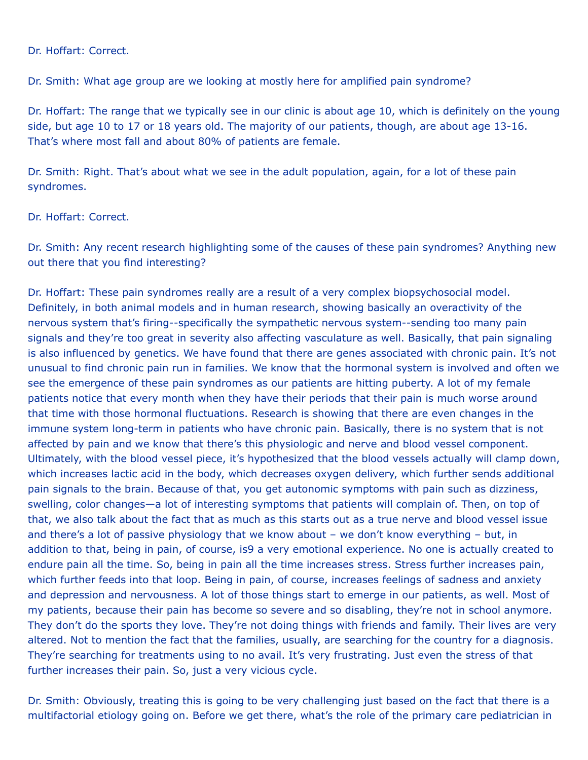Dr. Hoffart: Correct.

Dr. Smith: What age group are we looking at mostly here for amplified pain syndrome?

Dr. Hoffart: The range that we typically see in our clinic is about age 10, which is definitely on the young side, but age 10 to 17 or 18 years old. The majority of our patients, though, are about age 13-16. That's where most fall and about 80% of patients are female.

Dr. Smith: Right. That's about what we see in the adult population, again, for a lot of these pain syndromes.

Dr. Hoffart: Correct.

Dr. Smith: Any recent research highlighting some of the causes of these pain syndromes? Anything new out there that you find interesting?

Dr. Hoffart: These pain syndromes really are a result of a very complex biopsychosocial model. Definitely, in both animal models and in human research, showing basically an overactivity of the nervous system that's firing--specifically the sympathetic nervous system--sending too many pain signals and they're too great in severity also affecting vasculature as well. Basically, that pain signaling is also influenced by genetics. We have found that there are genes associated with chronic pain. It's not unusual to find chronic pain run in families. We know that the hormonal system is involved and often we see the emergence of these pain syndromes as our patients are hitting puberty. A lot of my female patients notice that every month when they have their periods that their pain is much worse around that time with those hormonal fluctuations. Research is showing that there are even changes in the immune system long-term in patients who have chronic pain. Basically, there is no system that is not affected by pain and we know that there's this physiologic and nerve and blood vessel component. Ultimately, with the blood vessel piece, it's hypothesized that the blood vessels actually will clamp down, which increases lactic acid in the body, which decreases oxygen delivery, which further sends additional pain signals to the brain. Because of that, you get autonomic symptoms with pain such as dizziness, swelling, color changes—a lot of interesting symptoms that patients will complain of. Then, on top of that, we also talk about the fact that as much as this starts out as a true nerve and blood vessel issue and there's a lot of passive physiology that we know about – we don't know everything – but, in addition to that, being in pain, of course, is9 a very emotional experience. No one is actually created to endure pain all the time. So, being in pain all the time increases stress. Stress further increases pain, which further feeds into that loop. Being in pain, of course, increases feelings of sadness and anxiety and depression and nervousness. A lot of those things start to emerge in our patients, as well. Most of my patients, because their pain has become so severe and so disabling, they're not in school anymore. They don't do the sports they love. They're not doing things with friends and family. Their lives are very altered. Not to mention the fact that the families, usually, are searching for the country for a diagnosis. They're searching for treatments using to no avail. It's very frustrating. Just even the stress of that further increases their pain. So, just a very vicious cycle.

Dr. Smith: Obviously, treating this is going to be very challenging just based on the fact that there is a multifactorial etiology going on. Before we get there, what's the role of the primary care pediatrician in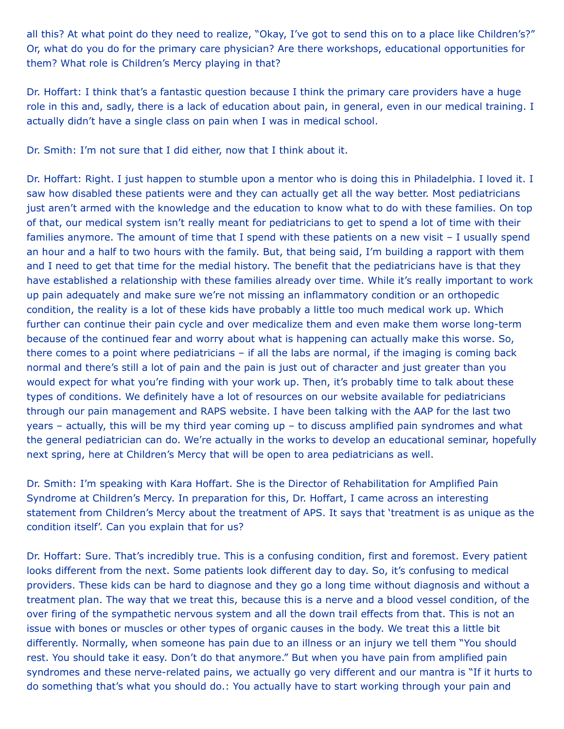all this? At what point do they need to realize, "Okay, I've got to send this on to a place like Children's?" Or, what do you do for the primary care physician? Are there workshops, educational opportunities for them? What role is Children's Mercy playing in that?

Dr. Hoffart: I think that's a fantastic question because I think the primary care providers have a huge role in this and, sadly, there is a lack of education about pain, in general, even in our medical training. I actually didn't have a single class on pain when I was in medical school.

Dr. Smith: I'm not sure that I did either, now that I think about it.

Dr. Hoffart: Right. I just happen to stumble upon a mentor who is doing this in Philadelphia. I loved it. I saw how disabled these patients were and they can actually get all the way better. Most pediatricians just aren't armed with the knowledge and the education to know what to do with these families. On top of that, our medical system isn't really meant for pediatricians to get to spend a lot of time with their families anymore. The amount of time that I spend with these patients on a new visit – I usually spend an hour and a half to two hours with the family. But, that being said, I'm building a rapport with them and I need to get that time for the medial history. The benefit that the pediatricians have is that they have established a relationship with these families already over time. While it's really important to work up pain adequately and make sure we're not missing an inflammatory condition or an orthopedic condition, the reality is a lot of these kids have probably a little too much medical work up. Which further can continue their pain cycle and over medicalize them and even make them worse long-term because of the continued fear and worry about what is happening can actually make this worse. So, there comes to a point where pediatricians – if all the labs are normal, if the imaging is coming back normal and there's still a lot of pain and the pain is just out of character and just greater than you would expect for what you're finding with your work up. Then, it's probably time to talk about these types of conditions. We definitely have a lot of resources on our website available for pediatricians through our pain management and RAPS website. I have been talking with the AAP for the last two years – actually, this will be my third year coming up – to discuss amplified pain syndromes and what the general pediatrician can do. We're actually in the works to develop an educational seminar, hopefully next spring, here at Children's Mercy that will be open to area pediatricians as well.

Dr. Smith: I'm speaking with Kara Hoffart. She is the Director of Rehabilitation for Amplified Pain Syndrome at Children's Mercy. In preparation for this, Dr. Hoffart, I came across an interesting statement from Children's Mercy about the treatment of APS. It says that 'treatment is as unique as the condition itself'. Can you explain that for us?

Dr. Hoffart: Sure. That's incredibly true. This is a confusing condition, first and foremost. Every patient looks different from the next. Some patients look different day to day. So, it's confusing to medical providers. These kids can be hard to diagnose and they go a long time without diagnosis and without a treatment plan. The way that we treat this, because this is a nerve and a blood vessel condition, of the over firing of the sympathetic nervous system and all the down trail effects from that. This is not an issue with bones or muscles or other types of organic causes in the body. We treat this a little bit differently. Normally, when someone has pain due to an illness or an injury we tell them "You should rest. You should take it easy. Don't do that anymore." But when you have pain from amplified pain syndromes and these nerve-related pains, we actually go very different and our mantra is "If it hurts to do something that's what you should do.: You actually have to start working through your pain and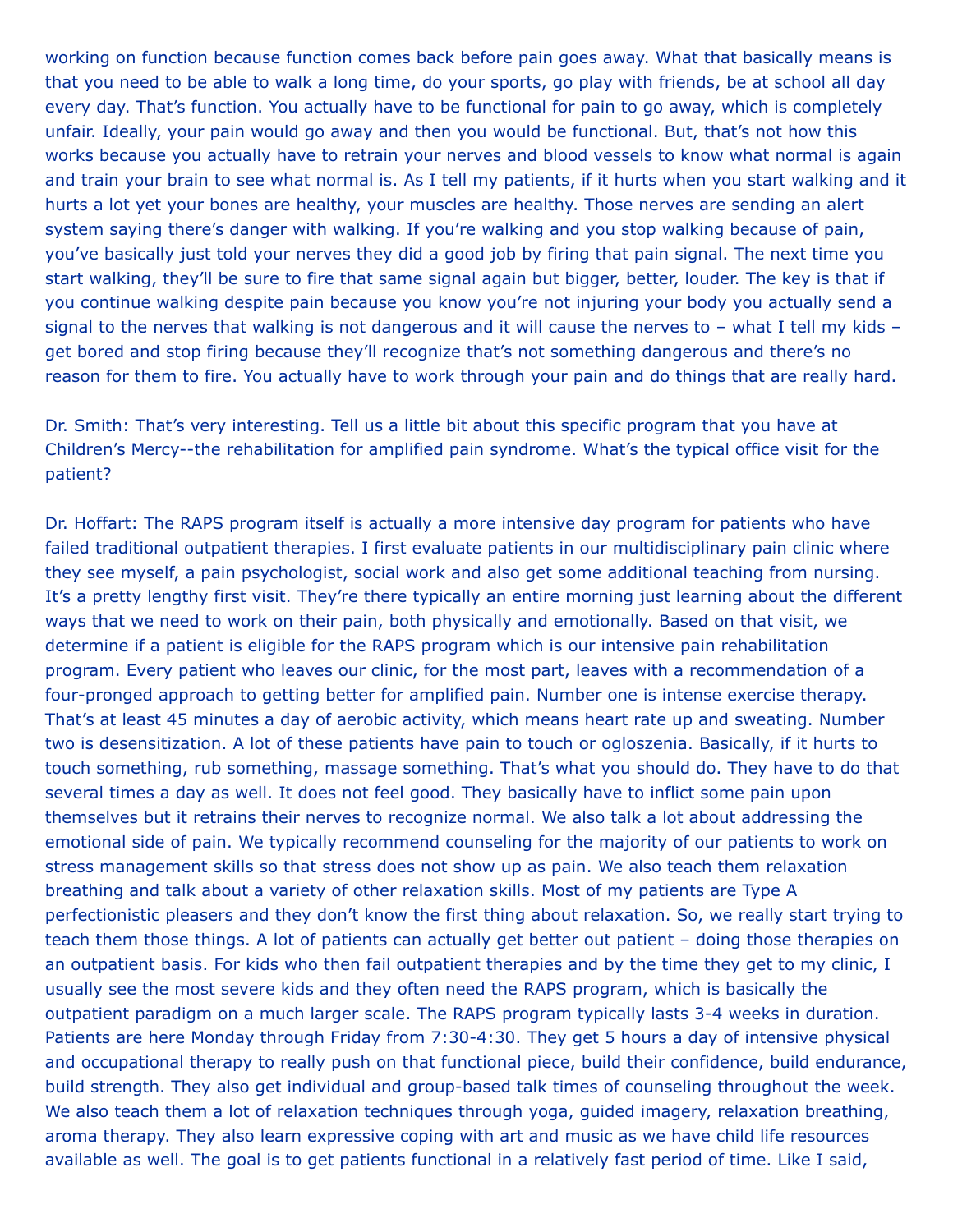working on function because function comes back before pain goes away. What that basically means is that you need to be able to walk a long time, do your sports, go play with friends, be at school all day every day. That's function. You actually have to be functional for pain to go away, which is completely unfair. Ideally, your pain would go away and then you would be functional. But, that's not how this works because you actually have to retrain your nerves and blood vessels to know what normal is again and train your brain to see what normal is. As I tell my patients, if it hurts when you start walking and it hurts a lot yet your bones are healthy, your muscles are healthy. Those nerves are sending an alert system saying there's danger with walking. If you're walking and you stop walking because of pain, you've basically just told your nerves they did a good job by firing that pain signal. The next time you start walking, they'll be sure to fire that same signal again but bigger, better, louder. The key is that if you continue walking despite pain because you know you're not injuring your body you actually send a signal to the nerves that walking is not dangerous and it will cause the nerves to – what I tell my kids – get bored and stop firing because they'll recognize that's not something dangerous and there's no reason for them to fire. You actually have to work through your pain and do things that are really hard.

Dr. Smith: That's very interesting. Tell us a little bit about this specific program that you have at Children's Mercy--the rehabilitation for amplified pain syndrome. What's the typical office visit for the patient?

Dr. Hoffart: The RAPS program itself is actually a more intensive day program for patients who have failed traditional outpatient therapies. I first evaluate patients in our multidisciplinary pain clinic where they see myself, a pain psychologist, social work and also get some additional teaching from nursing. It's a pretty lengthy first visit. They're there typically an entire morning just learning about the different ways that we need to work on their pain, both physically and emotionally. Based on that visit, we determine if a patient is eligible for the RAPS program which is our intensive pain rehabilitation program. Every patient who leaves our clinic, for the most part, leaves with a recommendation of a four-pronged approach to getting better for amplified pain. Number one is intense exercise therapy. That's at least 45 minutes a day of aerobic activity, which means heart rate up and sweating. Number two is desensitization. A lot of these patients have pain to touch or ogloszenia. Basically, if it hurts to touch something, rub something, massage something. That's what you should do. They have to do that several times a day as well. It does not feel good. They basically have to inflict some pain upon themselves but it retrains their nerves to recognize normal. We also talk a lot about addressing the emotional side of pain. We typically recommend counseling for the majority of our patients to work on stress management skills so that stress does not show up as pain. We also teach them relaxation breathing and talk about a variety of other relaxation skills. Most of my patients are Type A perfectionistic pleasers and they don't know the first thing about relaxation. So, we really start trying to teach them those things. A lot of patients can actually get better out patient – doing those therapies on an outpatient basis. For kids who then fail outpatient therapies and by the time they get to my clinic, I usually see the most severe kids and they often need the RAPS program, which is basically the outpatient paradigm on a much larger scale. The RAPS program typically lasts 3-4 weeks in duration. Patients are here Monday through Friday from 7:30-4:30. They get 5 hours a day of intensive physical and occupational therapy to really push on that functional piece, build their confidence, build endurance, build strength. They also get individual and group-based talk times of counseling throughout the week. We also teach them a lot of relaxation techniques through yoga, guided imagery, relaxation breathing, aroma therapy. They also learn expressive coping with art and music as we have child life resources available as well. The goal is to get patients functional in a relatively fast period of time. Like I said,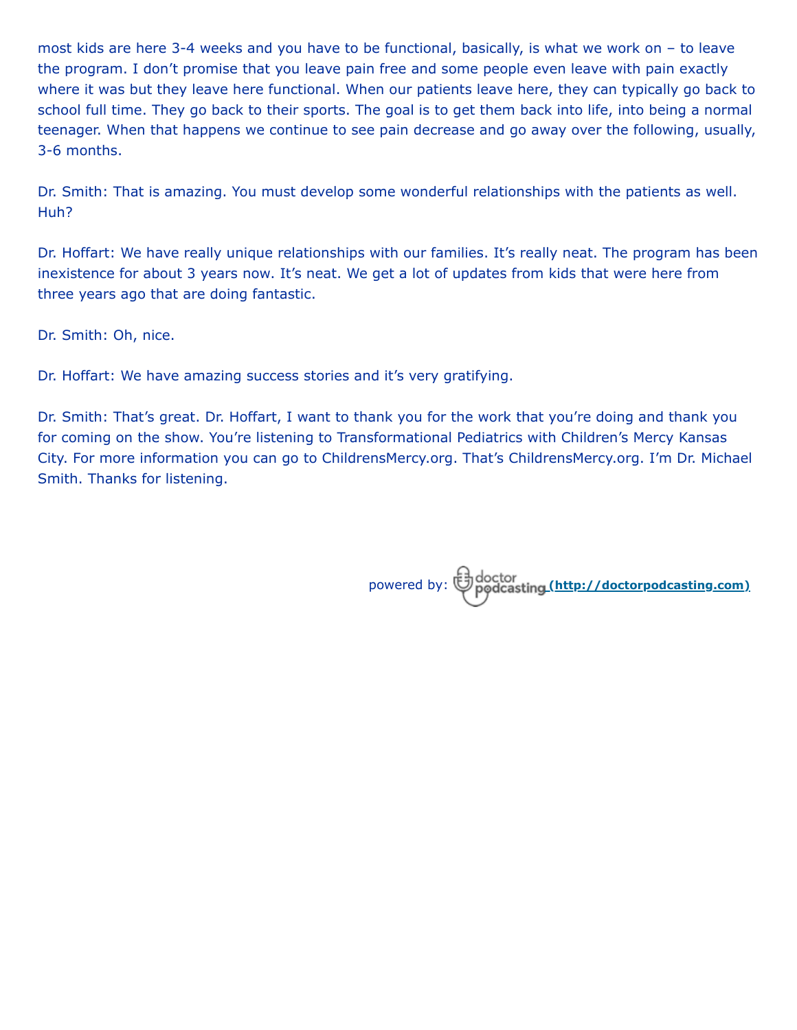most kids are here 3-4 weeks and you have to be functional, basically, is what we work on – to leave the program. I don't promise that you leave pain free and some people even leave with pain exactly where it was but they leave here functional. When our patients leave here, they can typically go back to school full time. They go back to their sports. The goal is to get them back into life, into being a normal teenager. When that happens we continue to see pain decrease and go away over the following, usually, 3-6 months.

Dr. Smith: That is amazing. You must develop some wonderful relationships with the patients as well. Huh?

Dr. Hoffart: We have really unique relationships with our families. It's really neat. The program has been inexistence for about 3 years now. It's neat. We get a lot of updates from kids that were here from three years ago that are doing fantastic.

Dr. Smith: Oh, nice.

Dr. Hoffart: We have amazing success stories and it's very gratifying.

Dr. Smith: That's great. Dr. Hoffart, I want to thank you for the work that you're doing and thank you for coming on the show. You're listening to Transformational Pediatrics with Children's Mercy Kansas City. For more information you can go to ChildrensMercy.org. That's ChildrensMercy.org. I'm Dr. Michael Smith. Thanks for listening.

powered by: doctor podcasting (http://doctorpodcasting.com)